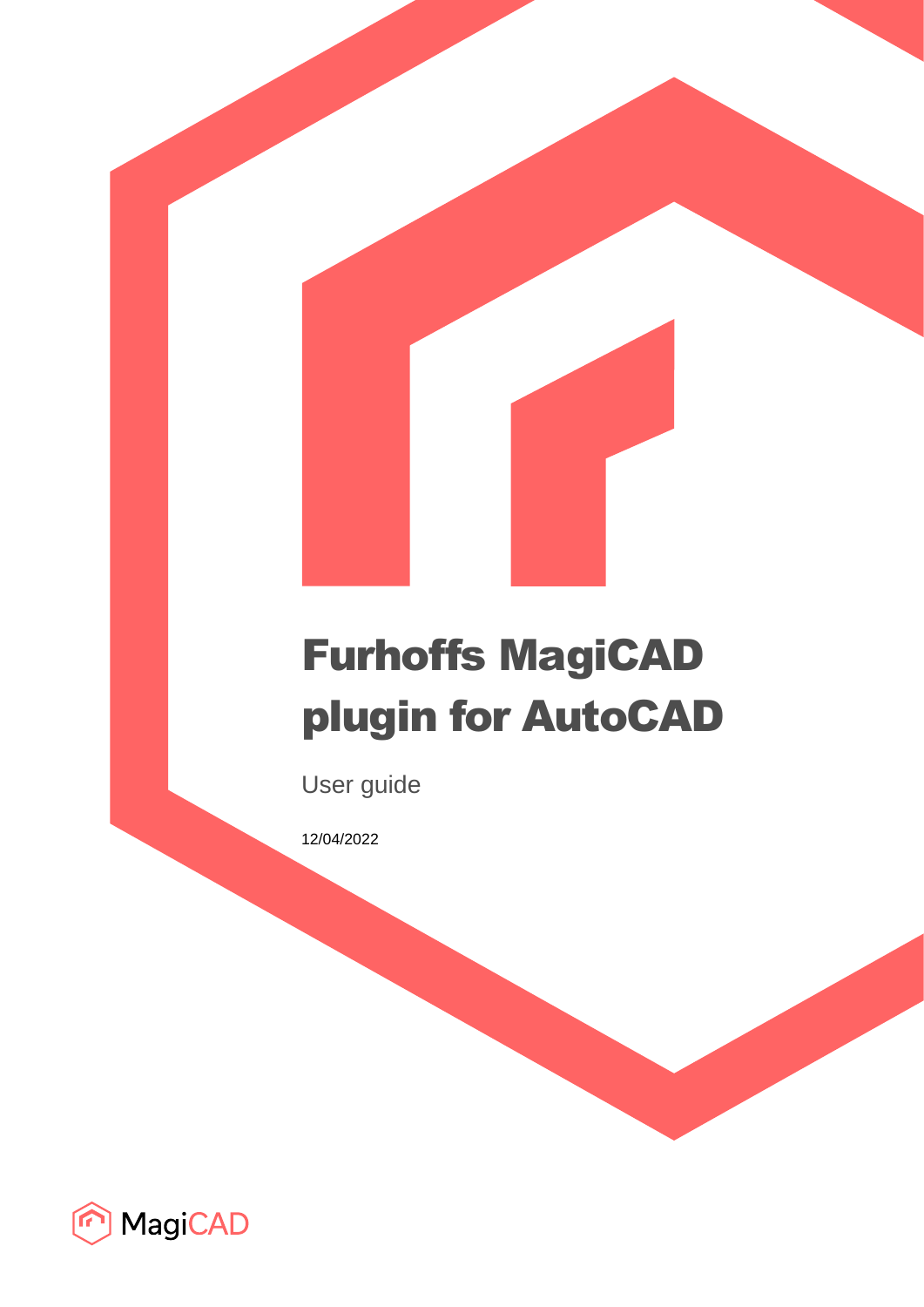# Furhoffs MagiCAD plugin for AutoCAD

User guide

12/04/2022

MagiCAD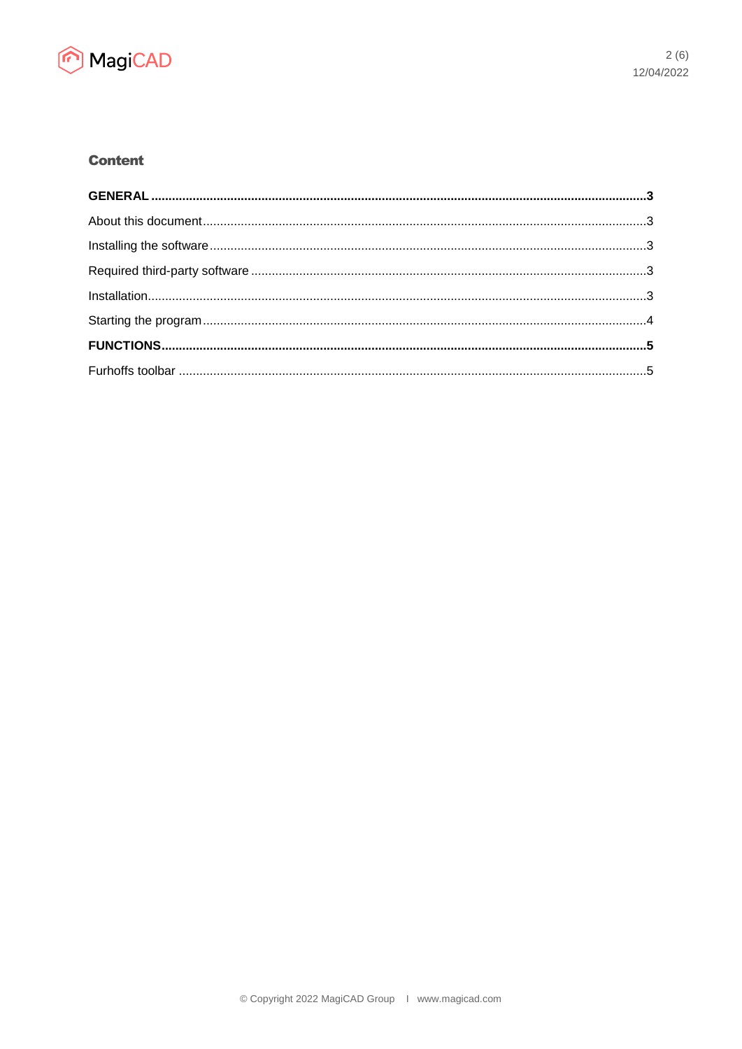## Content

| | |
|---|---|
| **GENERAL** | **3** |
| About this document | 3 |
| Installing the software | 3 |
| Required third-party software | 3 |
| Installation | 3 |
| Starting the program | 4 |
| **FUNCTIONS** | **5** |
| Furhoffs toolbar | 5 |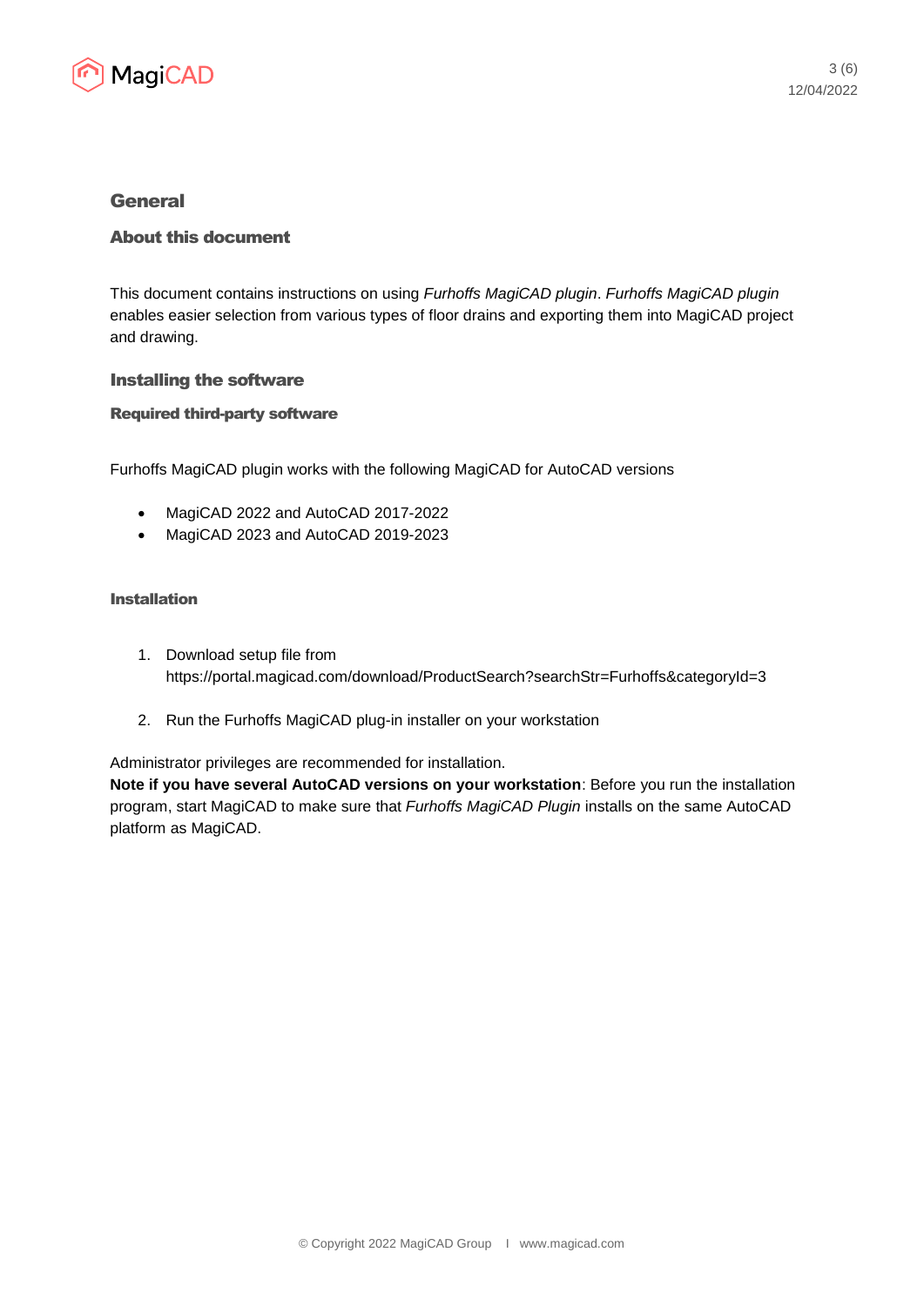# General

## About this document

This document contains instructions on using *Furhoffs MagiCAD plugin*. *Furhoffs MagiCAD plugin* enables easier selection from various types of floor drains and exporting them into MagiCAD project and drawing.

## Installing the software

### Required third-party software

Furhoffs MagiCAD plugin works with the following MagiCAD for AutoCAD versions

- MagiCAD 2022 and AutoCAD 2017-2022
- MagiCAD 2023 and AutoCAD 2019-2023

### Installation

1. Download setup file from https://portal.magicad.com/download/ProductSearch?searchStr=Furhoffs&categoryId=3

2. Run the Furhoffs MagiCAD plug-in installer on your workstation

Administrator privileges are recommended for installation.
**Note if you have several AutoCAD versions on your workstation**: Before you run the installation program, start MagiCAD to make sure that *Furhoffs MagiCAD Plugin* installs on the same AutoCAD platform as MagiCAD.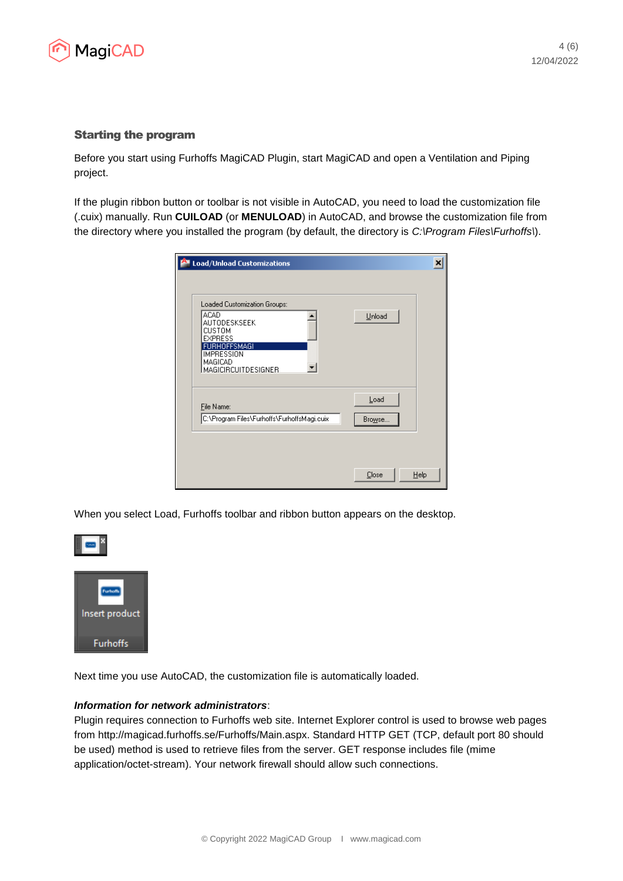### Starting the program

Before you start using Furhoffs MagiCAD Plugin, start MagiCAD and open a Ventilation and Piping project.

If the plugin ribbon button or toolbar is not visible in AutoCAD, you need to load the customization file (.cuix) manually. Run **CUILOAD** (or **MENULOAD**) in AutoCAD, and browse the customization file from the directory where you installed the program (by default, the directory is *C:\Program Files\Furhoffs\*).

When you select Load, Furhoffs toolbar and ribbon button appears on the desktop.

Next time you use AutoCAD, the customization file is automatically loaded.

***Information for network administrators***:
Plugin requires connection to Furhoffs web site. Internet Explorer control is used to browse web pages from http://magicad.furhoffs.se/Furhoffs/Main.aspx. Standard HTTP GET (TCP, default port 80 should be used) method is used to retrieve files from the server. GET response includes file (mime application/octet-stream). Your network firewall should allow such connections.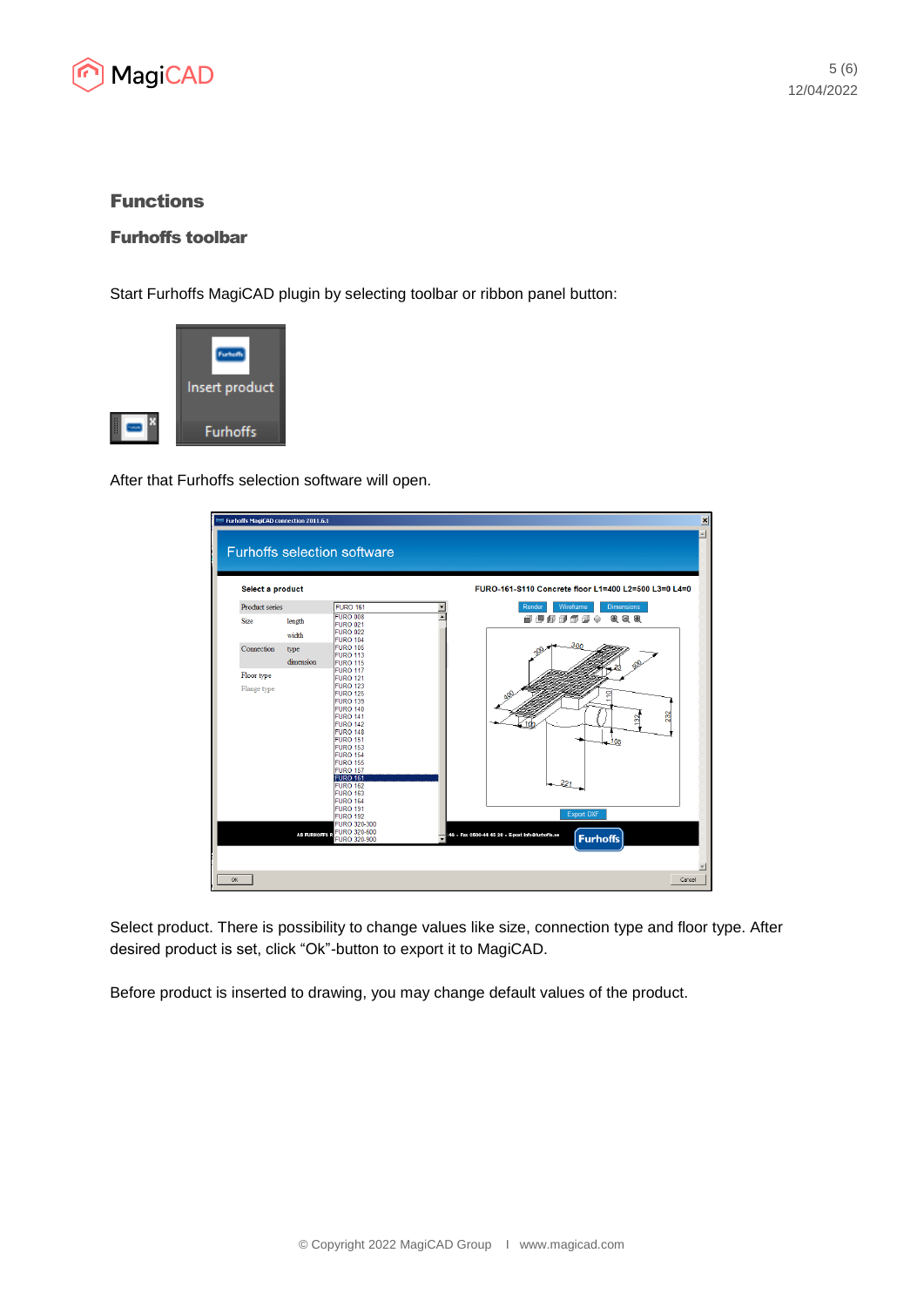# Functions

## Furhoffs toolbar

Start Furhoffs MagiCAD plugin by selecting toolbar or ribbon panel button:

After that Furhoffs selection software will open.

Select product. There is possibility to change values like size, connection type and floor type. After desired product is set, click “Ok”-button to export it to MagiCAD.

Before product is inserted to drawing, you may change default values of the product.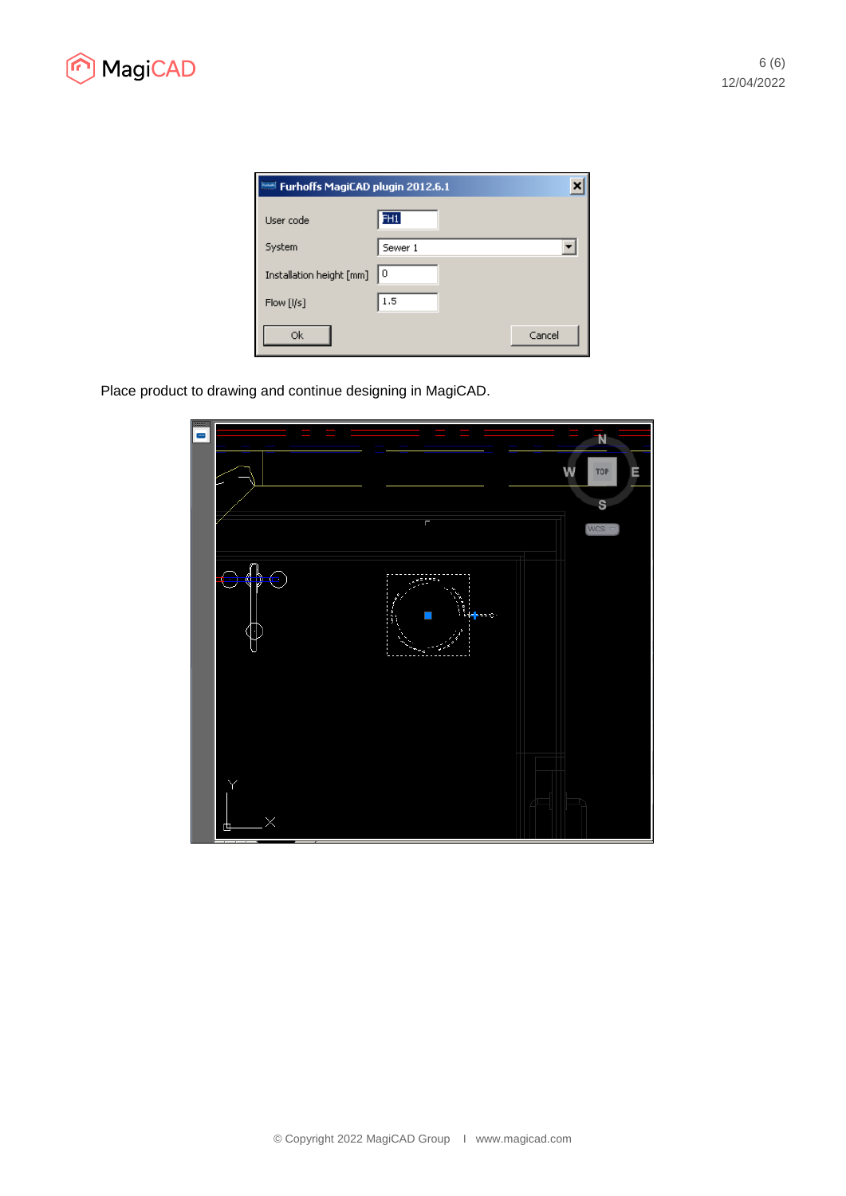Place product to drawing and continue designing in MagiCAD.